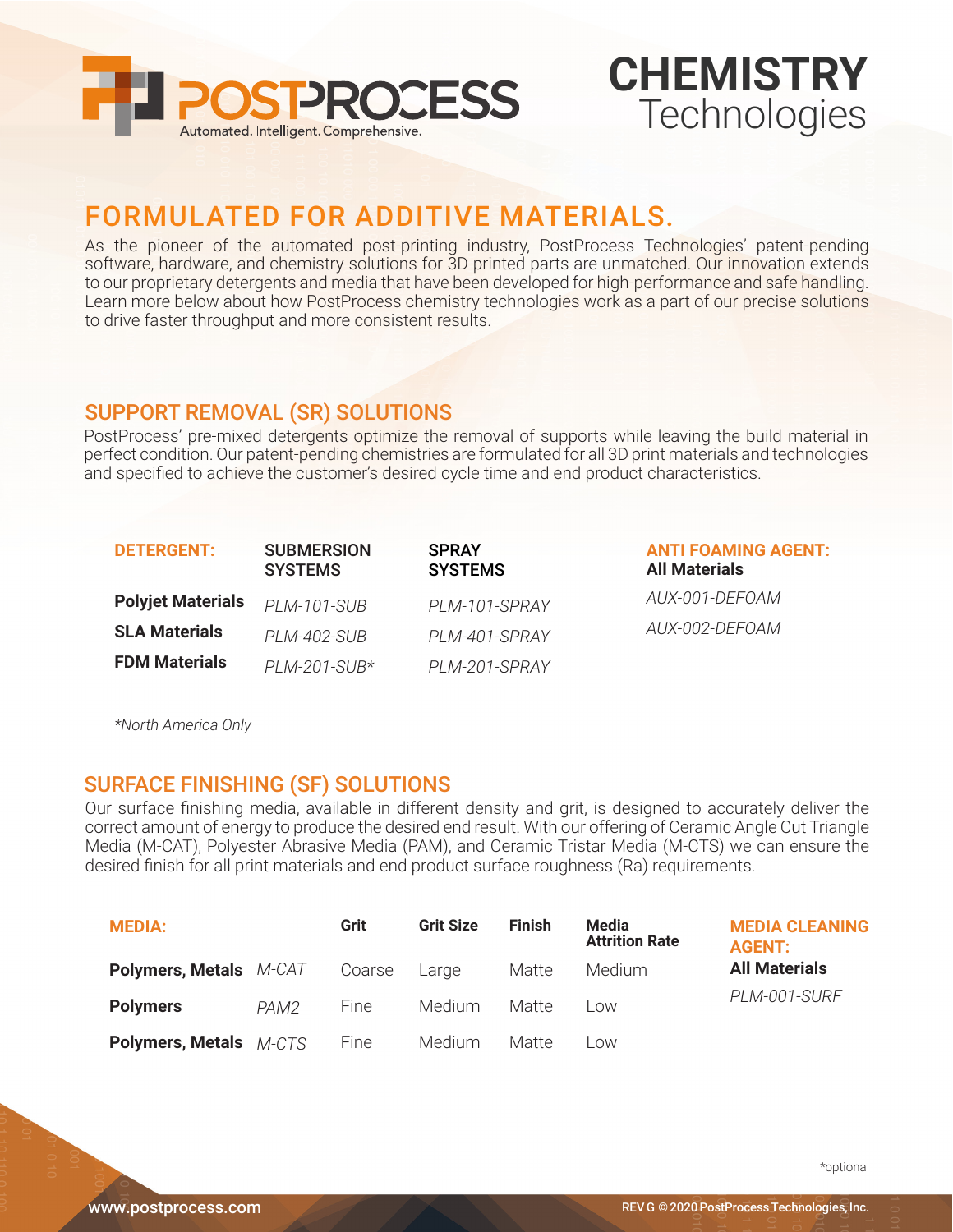# POSTPROCESS

Automated. Intelligent. Comprehensive.

# CHEMISTRY Technologies

## FORMULATED FOR ADDITIVE MATERIALS.

As the pioneer of the automated post-printing industry, PostProcess Technologies' patent-pending software, hardware, and chemistry solutions for 3D printed parts are unmatched. Our innovation extends to our proprietary detergents and media that have been developed for high-performance and safe handling. Learn more below about how PostProcess chemistry technologies work as a part of our precise solutions to drive faster throughput and more consistent results.

## SUPPORT REMOVAL (SR) SOLUTIONS

PostProcess' pre-mixed detergents optimize the removal of supports while leaving the build material in perfect condition. Our patent-pending chemistries are formulated for all 3D print materials and technologies and specified to achieve the customer's desired cycle time and end product characteristics.

| DETERGENT: | SUBMERSION SYSTEMS | SPRAY SYSTEMS | ANTI FOAMING AGENT: All Materials |
|---|---|---|---|
| **Polyjet Materials** | *PLM-101-SUB* | *PLM-101-SPRAY* | *AUX-001-DEFOAM* |
| **SLA Materials** | *PLM-402-SUB* | *PLM-401-SPRAY* | *AUX-002-DEFOAM* |
| **FDM Materials** | *PLM-201-SUB** | *PLM-201-SPRAY* | |

**North America Only*

## SURFACE FINISHING (SF) SOLUTIONS

Our surface finishing media, available in different density and grit, is designed to accurately deliver the correct amount of energy to produce the desired end result. With our offering of Ceramic Angle Cut Triangle Media (M-CAT), Polyester Abrasive Media (PAM), and Ceramic Tristar Media (M-CTS) we can ensure the desired finish for all print materials and end product surface roughness (Ra) requirements.

| MEDIA: | | Grit | Grit Size | Finish | Media Attrition Rate | MEDIA CLEANING AGENT: All Materials |
|---|---|---|---|---|---|---|
| **Polymers, Metals** | *M-CAT* | Coarse | Large | Matte | Medium | *PLM-001-SURF* |
| **Polymers** | *PAM2* | Fine | Medium | Matte | Low | |
| **Polymers, Metals** | *M-CTS* | Fine | Medium | Matte | Low | |

*optional

www.postprocess.com

REV G © 2020 PostProcess Technologies, Inc.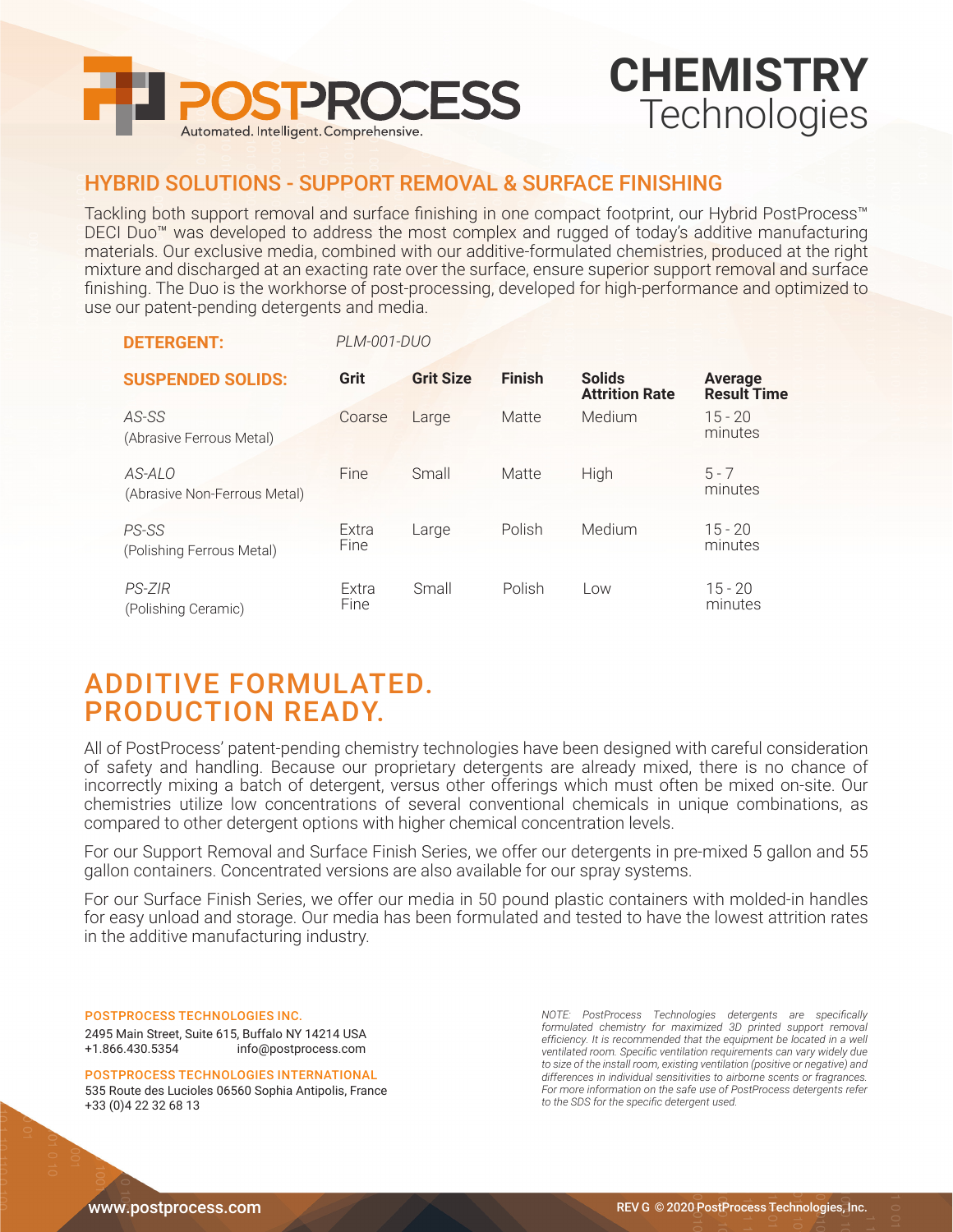POSTPROCESS
Automated. Intelligent. Comprehensive.

# CHEMISTRY Technologies

## HYBRID SOLUTIONS - SUPPORT REMOVAL & SURFACE FINISHING

Tackling both support removal and surface finishing in one compact footprint, our Hybrid PostProcess™ DECI Duo™ was developed to address the most complex and rugged of today's additive manufacturing materials. Our exclusive media, combined with our additive-formulated chemistries, produced at the right mixture and discharged at an exacting rate over the surface, ensure superior support removal and surface finishing. The Duo is the workhorse of post-processing, developed for high-performance and optimized to use our patent-pending detergents and media.

**DETERGENT:** *PLM-001-DUO*

| SUSPENDED SOLIDS: | Grit | Grit Size | Finish | Solids Attrition Rate | Average Result Time |
|---|---|---|---|---|---|
| *AS-SS* (Abrasive Ferrous Metal) | Coarse | Large | Matte | Medium | 15 - 20 minutes |
| *AS-ALO* (Abrasive Non-Ferrous Metal) | Fine | Small | Matte | High | 5 - 7 minutes |
| *PS-SS* (Polishing Ferrous Metal) | Extra Fine | Large | Polish | Medium | 15 - 20 minutes |
| *PS-ZIR* (Polishing Ceramic) | Extra Fine | Small | Polish | Low | 15 - 20 minutes |

## ADDITIVE FORMULATED. PRODUCTION READY.

All of PostProcess' patent-pending chemistry technologies have been designed with careful consideration of safety and handling. Because our proprietary detergents are already mixed, there is no chance of incorrectly mixing a batch of detergent, versus other offerings which must often be mixed on-site. Our chemistries utilize low concentrations of several conventional chemicals in unique combinations, as compared to other detergent options with higher chemical concentration levels.

For our Support Removal and Surface Finish Series, we offer our detergents in pre-mixed 5 gallon and 55 gallon containers. Concentrated versions are also available for our spray systems.

For our Surface Finish Series, we offer our media in 50 pound plastic containers with molded-in handles for easy unload and storage. Our media has been formulated and tested to have the lowest attrition rates in the additive manufacturing industry.

**POSTPROCESS TECHNOLOGIES INC.**
2495 Main Street, Suite 615, Buffalo NY 14214 USA
+1.866.430.5354 info@postprocess.com

**POSTPROCESS TECHNOLOGIES INTERNATIONAL**
535 Route des Lucioles 06560 Sophia Antipolis, France
+33 (0)4 22 32 68 13

*NOTE: PostProcess Technologies detergents are specifically formulated chemistry for maximized 3D printed support removal efficiency. It is recommended that the equipment be located in a well ventilated room. Specific ventilation requirements can vary widely due to size of the install room, existing ventilation (positive or negative) and differences in individual sensitivities to airborne scents or fragrances. For more information on the safe use of PostProcess detergents refer to the SDS for the specific detergent used.*

www.postprocess.com

REV G © 2020 PostProcess Technologies, Inc.